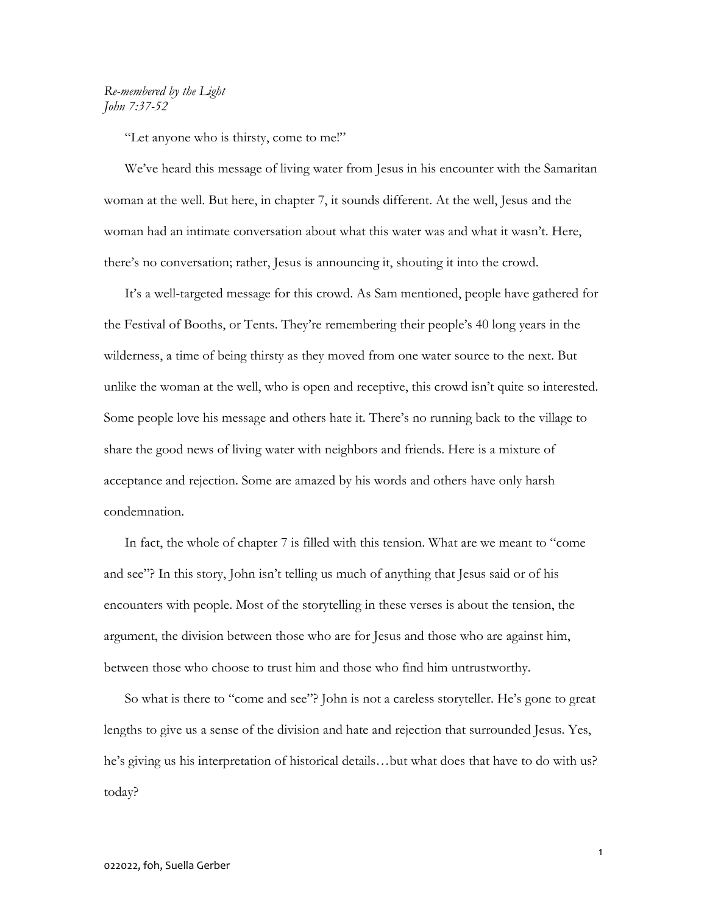*Re-membered by the Light*
*John 7:37-52*

"Let anyone who is thirsty, come to me!"

We've heard this message of living water from Jesus in his encounter with the Samaritan woman at the well. But here, in chapter 7, it sounds different. At the well, Jesus and the woman had an intimate conversation about what this water was and what it wasn't. Here, there's no conversation; rather, Jesus is announcing it, shouting it into the crowd.

It's a well-targeted message for this crowd. As Sam mentioned, people have gathered for the Festival of Booths, or Tents. They're remembering their people's 40 long years in the wilderness, a time of being thirsty as they moved from one water source to the next. But unlike the woman at the well, who is open and receptive, this crowd isn't quite so interested. Some people love his message and others hate it. There's no running back to the village to share the good news of living water with neighbors and friends. Here is a mixture of acceptance and rejection. Some are amazed by his words and others have only harsh condemnation.

In fact, the whole of chapter 7 is filled with this tension. What are we meant to "come and see"? In this story, John isn't telling us much of anything that Jesus said or of his encounters with people. Most of the storytelling in these verses is about the tension, the argument, the division between those who are for Jesus and those who are against him, between those who choose to trust him and those who find him untrustworthy.

So what is there to "come and see"? John is not a careless storyteller. He's gone to great lengths to give us a sense of the division and hate and rejection that surrounded Jesus. Yes, he's giving us his interpretation of historical details…but what does that have to do with us? today?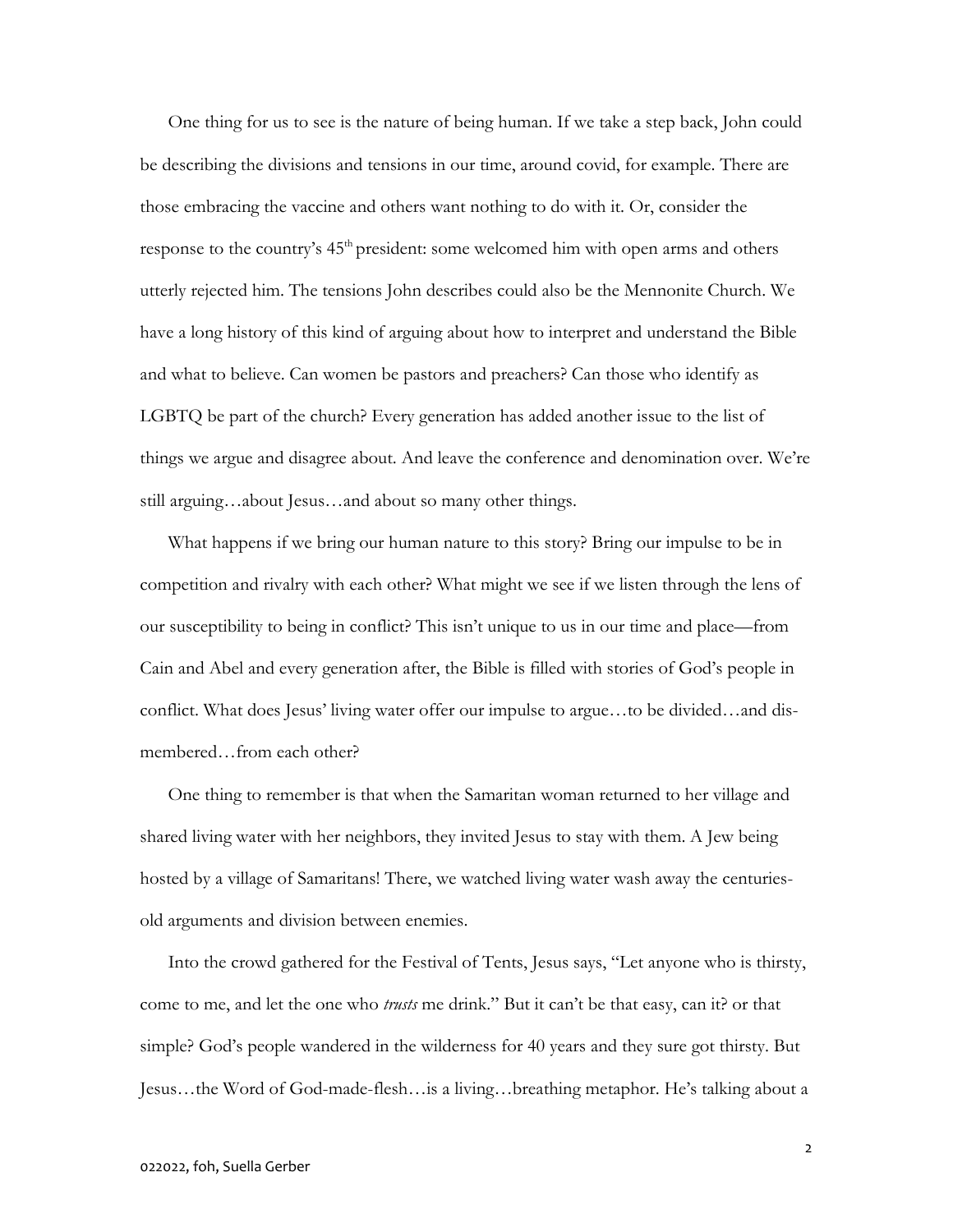One thing for us to see is the nature of being human. If we take a step back, John could be describing the divisions and tensions in our time, around covid, for example. There are those embracing the vaccine and others want nothing to do with it. Or, consider the response to the country's 45th president: some welcomed him with open arms and others utterly rejected him. The tensions John describes could also be the Mennonite Church. We have a long history of this kind of arguing about how to interpret and understand the Bible and what to believe. Can women be pastors and preachers? Can those who identify as LGBTQ be part of the church? Every generation has added another issue to the list of things we argue and disagree about. And leave the conference and denomination over. We're still arguing…about Jesus…and about so many other things.

What happens if we bring our human nature to this story? Bring our impulse to be in competition and rivalry with each other? What might we see if we listen through the lens of our susceptibility to being in conflict? This isn't unique to us in our time and place—from Cain and Abel and every generation after, the Bible is filled with stories of God's people in conflict. What does Jesus' living water offer our impulse to argue…to be divided…and dis-membered…from each other?

One thing to remember is that when the Samaritan woman returned to her village and shared living water with her neighbors, they invited Jesus to stay with them. A Jew being hosted by a village of Samaritans! There, we watched living water wash away the centuries-old arguments and division between enemies.

Into the crowd gathered for the Festival of Tents, Jesus says, "Let anyone who is thirsty, come to me, and let the one who *trusts* me drink." But it can't be that easy, can it? or that simple? God's people wandered in the wilderness for 40 years and they sure got thirsty. But Jesus…the Word of God-made-flesh…is a living…breathing metaphor. He's talking about a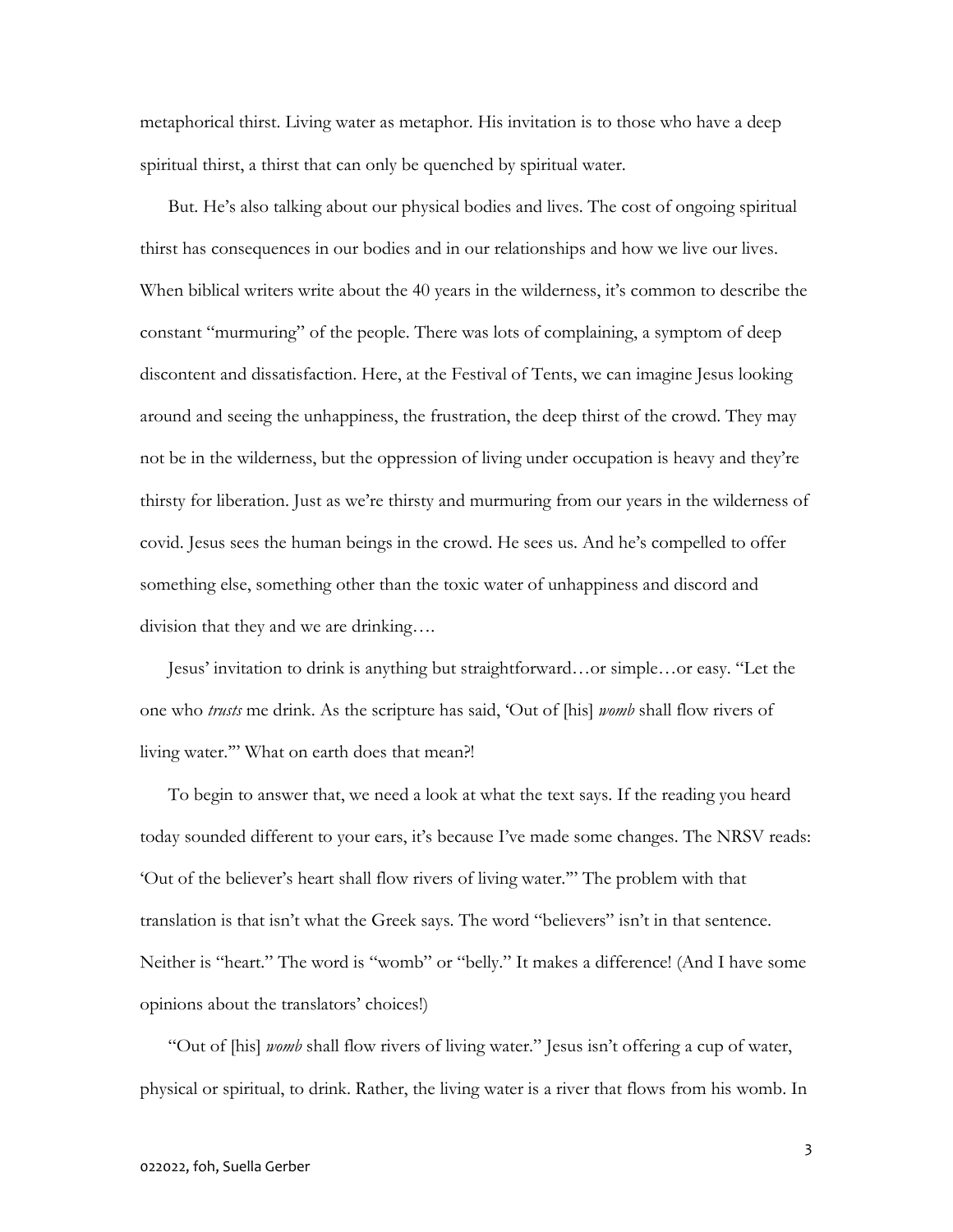metaphorical thirst. Living water as metaphor. His invitation is to those who have a deep spiritual thirst, a thirst that can only be quenched by spiritual water.

But. He's also talking about our physical bodies and lives. The cost of ongoing spiritual thirst has consequences in our bodies and in our relationships and how we live our lives. When biblical writers write about the 40 years in the wilderness, it's common to describe the constant "murmuring" of the people. There was lots of complaining, a symptom of deep discontent and dissatisfaction. Here, at the Festival of Tents, we can imagine Jesus looking around and seeing the unhappiness, the frustration, the deep thirst of the crowd. They may not be in the wilderness, but the oppression of living under occupation is heavy and they're thirsty for liberation. Just as we're thirsty and murmuring from our years in the wilderness of covid. Jesus sees the human beings in the crowd. He sees us. And he's compelled to offer something else, something other than the toxic water of unhappiness and discord and division that they and we are drinking….

Jesus' invitation to drink is anything but straightforward…or simple…or easy. "Let the one who *trusts* me drink. As the scripture has said, 'Out of [his] *womb* shall flow rivers of living water.'" What on earth does that mean?!

To begin to answer that, we need a look at what the text says. If the reading you heard today sounded different to your ears, it's because I've made some changes. The NRSV reads: 'Out of the believer's heart shall flow rivers of living water.'" The problem with that translation is that isn't what the Greek says. The word "believers" isn't in that sentence. Neither is "heart." The word is "womb" or "belly." It makes a difference! (And I have some opinions about the translators' choices!)

"Out of [his] *womb* shall flow rivers of living water." Jesus isn't offering a cup of water, physical or spiritual, to drink. Rather, the living water is a river that flows from his womb. In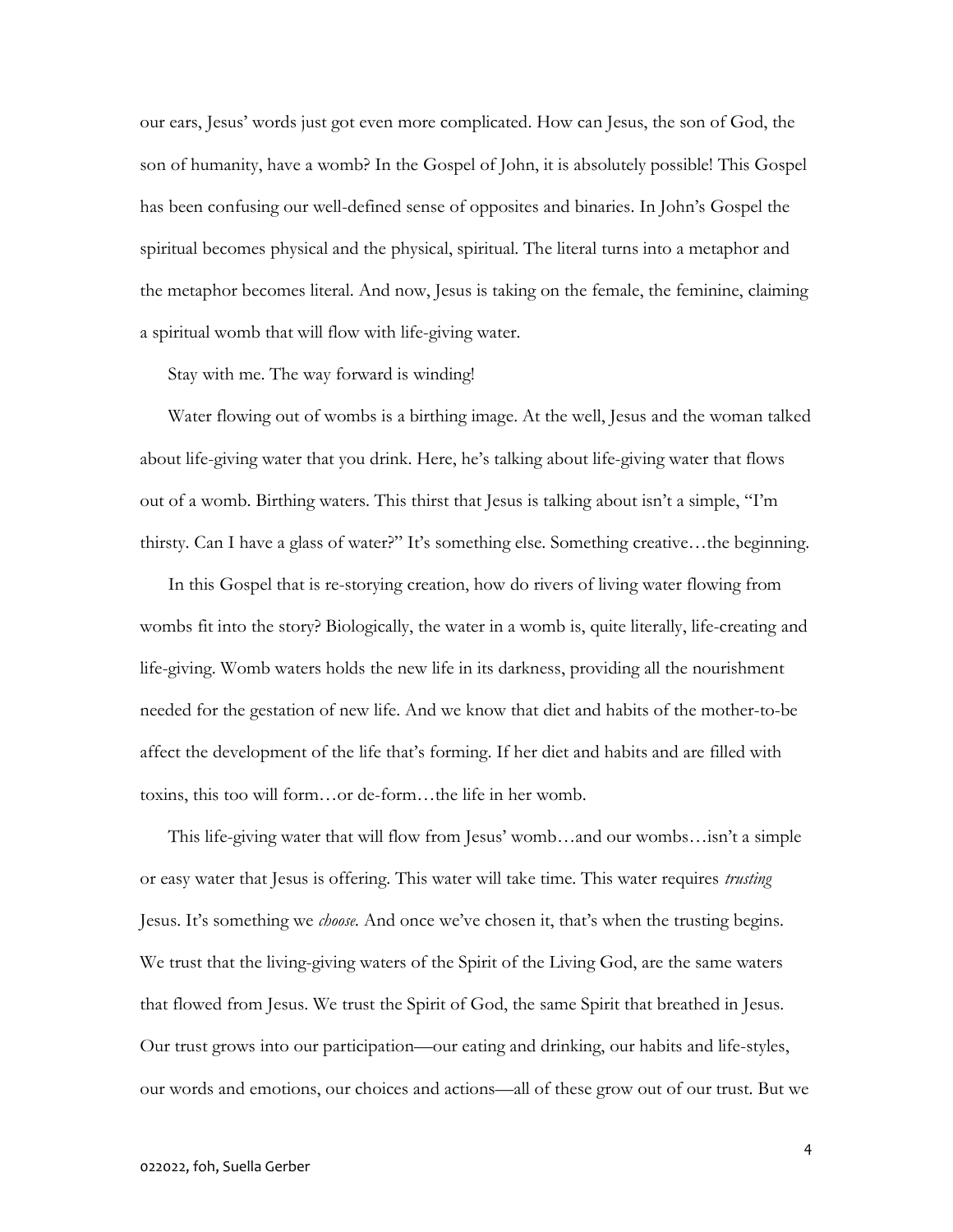our ears, Jesus' words just got even more complicated. How can Jesus, the son of God, the son of humanity, have a womb? In the Gospel of John, it is absolutely possible! This Gospel has been confusing our well-defined sense of opposites and binaries. In John's Gospel the spiritual becomes physical and the physical, spiritual. The literal turns into a metaphor and the metaphor becomes literal. And now, Jesus is taking on the female, the feminine, claiming a spiritual womb that will flow with life-giving water.

Stay with me. The way forward is winding!

Water flowing out of wombs is a birthing image. At the well, Jesus and the woman talked about life-giving water that you drink. Here, he's talking about life-giving water that flows out of a womb. Birthing waters. This thirst that Jesus is talking about isn't a simple, "I'm thirsty. Can I have a glass of water?" It's something else. Something creative…the beginning.

In this Gospel that is re-storying creation, how do rivers of living water flowing from wombs fit into the story? Biologically, the water in a womb is, quite literally, life-creating and life-giving. Womb waters holds the new life in its darkness, providing all the nourishment needed for the gestation of new life. And we know that diet and habits of the mother-to-be affect the development of the life that's forming. If her diet and habits and are filled with toxins, this too will form…or de-form…the life in her womb.

This life-giving water that will flow from Jesus' womb…and our wombs…isn't a simple or easy water that Jesus is offering. This water will take time. This water requires *trusting* Jesus. It's something we *choose.* And once we've chosen it, that's when the trusting begins. We trust that the living-giving waters of the Spirit of the Living God, are the same waters that flowed from Jesus. We trust the Spirit of God, the same Spirit that breathed in Jesus. Our trust grows into our participation—our eating and drinking, our habits and life-styles, our words and emotions, our choices and actions—all of these grow out of our trust. But we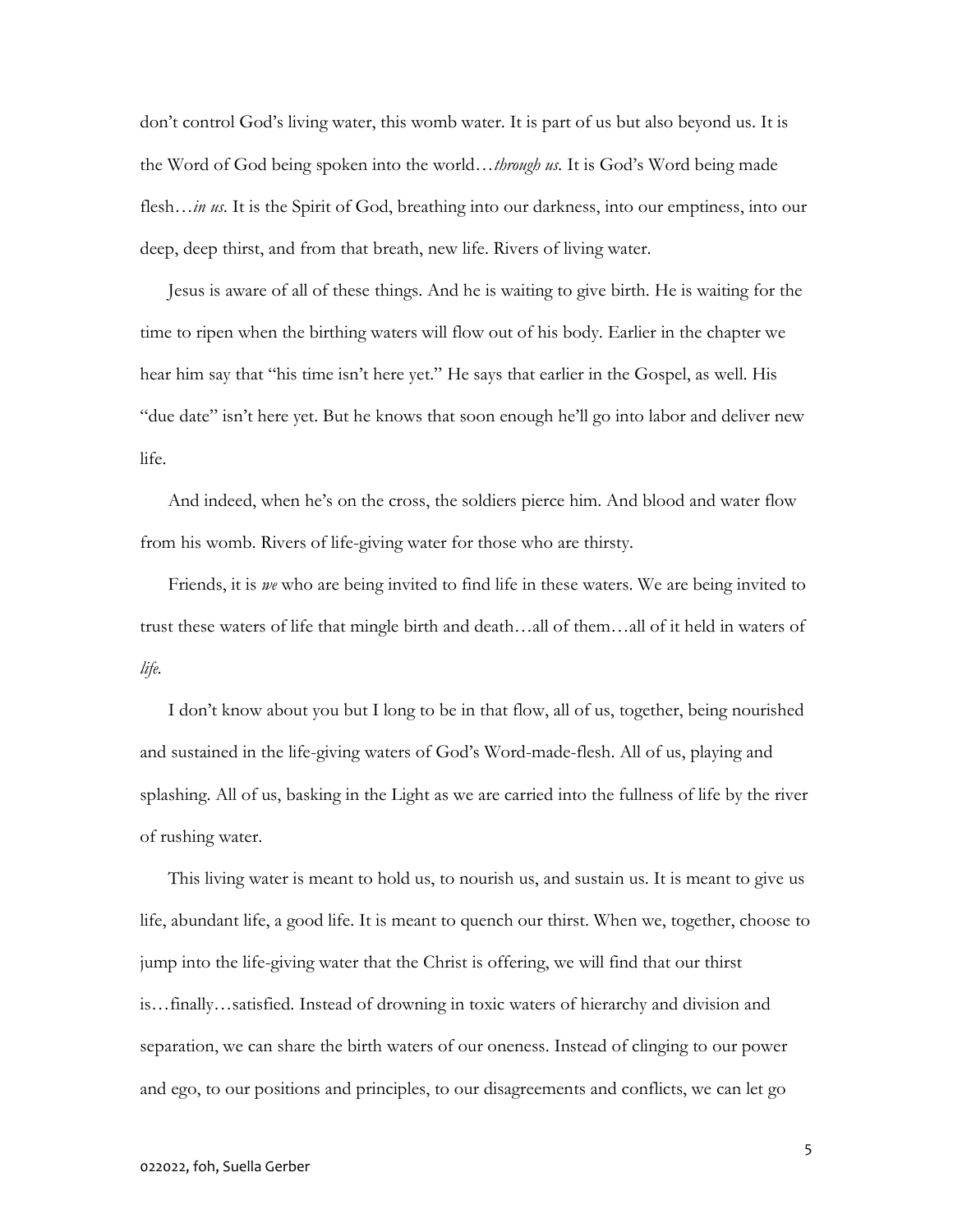don't control God's living water, this womb water. It is part of us but also beyond us. It is the Word of God being spoken into the world…*through us*. It is God's Word being made flesh…*in us*. It is the Spirit of God, breathing into our darkness, into our emptiness, into our deep, deep thirst, and from that breath, new life. Rivers of living water.

Jesus is aware of all of these things. And he is waiting to give birth. He is waiting for the time to ripen when the birthing waters will flow out of his body. Earlier in the chapter we hear him say that "his time isn't here yet." He says that earlier in the Gospel, as well. His "due date" isn't here yet. But he knows that soon enough he'll go into labor and deliver new life.

And indeed, when he's on the cross, the soldiers pierce him. And blood and water flow from his womb. Rivers of life-giving water for those who are thirsty.

Friends, it is *we* who are being invited to find life in these waters. We are being invited to trust these waters of life that mingle birth and death…all of them…all of it held in waters of *life*.

I don't know about you but I long to be in that flow, all of us, together, being nourished and sustained in the life-giving waters of God's Word-made-flesh. All of us, playing and splashing. All of us, basking in the Light as we are carried into the fullness of life by the river of rushing water.

This living water is meant to hold us, to nourish us, and sustain us. It is meant to give us life, abundant life, a good life. It is meant to quench our thirst. When we, together, choose to jump into the life-giving water that the Christ is offering, we will find that our thirst is…finally…satisfied. Instead of drowning in toxic waters of hierarchy and division and separation, we can share the birth waters of our oneness. Instead of clinging to our power and ego, to our positions and principles, to our disagreements and conflicts, we can let go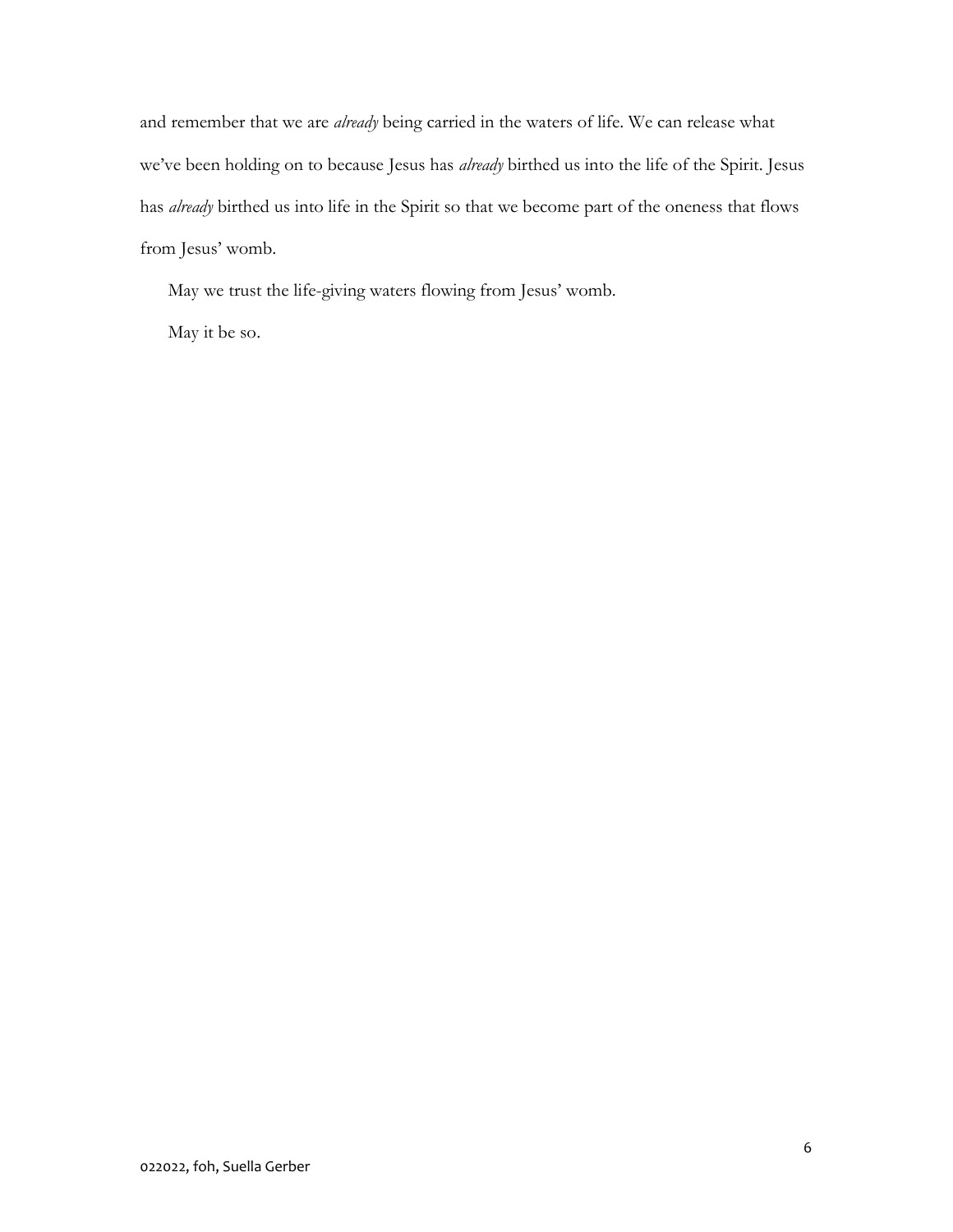and remember that we are *already* being carried in the waters of life. We can release what we've been holding on to because Jesus has *already* birthed us into the life of the Spirit. Jesus has *already* birthed us into life in the Spirit so that we become part of the oneness that flows from Jesus' womb.

May we trust the life-giving waters flowing from Jesus' womb.

May it be so.